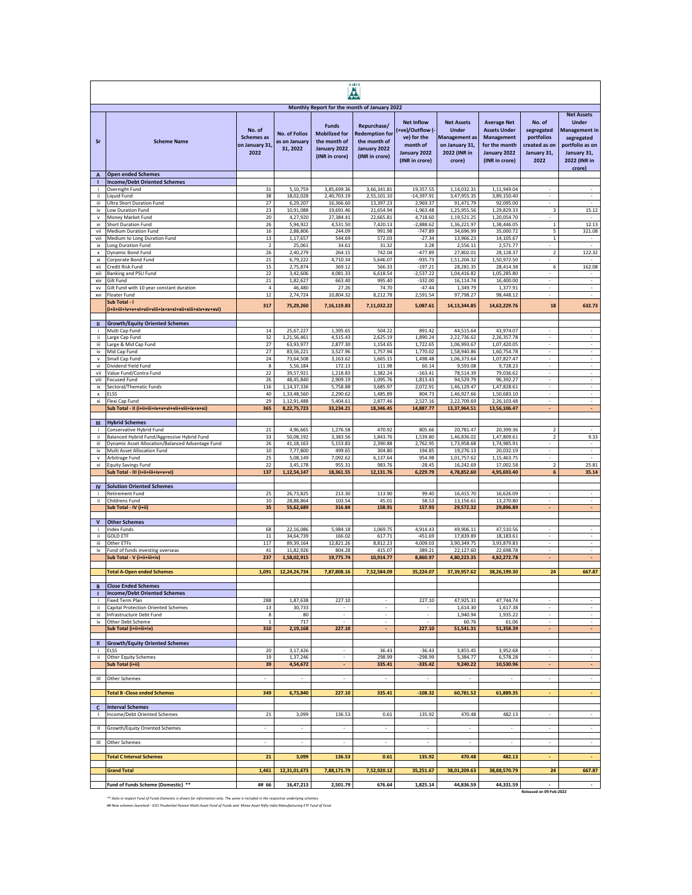## Monthly Report for the month of January 2022

| Sr | Scheme Name | No. of Schemes as on January 31, 2022 | No. of Folios as on January 31, 2022 | Funds Mobilized for the month of January 2022 (INR in crore) | Repurchase/ Redemption for the month of January 2022 (INR in crore) | Net Inflow (+ve)/Outflow (-ve) for the month of January 2022 (INR in crore) | Net Assets Under Management as on January 31, 2022 (INR in crore) | Average Net Assets Under Management for the month January 2022 (INR in crore) | No. of segregated portfolios created as on January 31, 2022 | Net Assets Under Management in segregated portfolio as on January 31, 2022 (INR in crore) |
|---|---|---|---|---|---|---|---|---|---|---|
| **A** | **Open ended Schemes** | | | | | | | | | |
| **I** | **Income/Debt Oriented Schemes** | | | | | | | | | |
| i | Overnight Fund | 31 | 5,10,759 | 3,85,699.36 | 3,66,341.81 | 19,357.55 | 1,14,032.31 | 1,11,949.04 | - | - |
| ii | Liquid Fund | 38 | 18,02,028 | 2,40,703.19 | 2,55,101.10 | -14,397.91 | 3,47,955.35 | 3,89,150.40 | - | - |
| iii | Ultra Short Duration Fund | 27 | 6,29,207 | 16,366.60 | 13,397.23 | 2,969.37 | 91,471.79 | 92,095.00 | - | - |
| iv | Low Duration Fund | 23 | 10,91,088 | 19,691.46 | 21,654.94 | -1,963.48 | 1,25,955.56 | 1,29,829.33 | 3 | 15.12 |
| v | Money Market Fund | 20 | 4,27,920 | 27,384.41 | 22,665.81 | 4,718.60 | 1,19,521.25 | 1,20,054.70 | - | - |
| vi | Short Duration Fund | 26 | 5,94,922 | 4,531.50 | 7,420.13 | -2,888.62 | 1,36,221.97 | 1,38,446.05 | 1 | 12.13 |
| vii | Medium Duration Fund | 16 | 2,88,806 | 244.09 | 991.98 | -747.89 | 34,696.99 | 35,000.72 | 5 | 321.08 |
| viii | Medium to Long Duration Fund | 13 | 1,17,657 | 544.69 | 572.03 | -27.34 | 13,966.23 | 14,105.67 | 1 | - |
| ix | Long Duration Fund | 2 | 25,061 | 34.61 | 31.32 | 3.28 | 2,556.11 | 2,571.77 | - | - |
| x | Dynamic Bond Fund | 26 | 2,40,279 | 264.15 | 742.04 | -477.89 | 27,802.01 | 28,128.37 | 2 | 122.32 |
| xi | Corporate Bond Fund | 21 | 6,79,222 | 4,710.34 | 5,646.07 | -935.73 | 1,51,204.32 | 1,50,972.50 | - | - |
| xii | Credit Risk Fund | 15 | 2,75,874 | 369.12 | 566.33 | -197.21 | 28,281.35 | 28,414.38 | 6 | 162.08 |
| xiii | Banking and PSU Fund | 22 | 3,42,606 | 4,081.33 | 6,618.54 | -2,537.22 | 1,04,416.82 | 1,05,285.80 | - | - |
| xiv | Gilt Fund | 21 | 1,82,627 | 663.40 | 995.40 | -332.00 | 16,114.74 | 16,400.00 | - | - |
| xv | Gilt Fund with 10 year constant duration | 4 | 46,480 | 27.26 | 74.70 | -47.44 | 1,349.79 | 1,377.91 | - | - |
| xvi | Floater Fund | 12 | 2,74,724 | 10,804.32 | 8,212.78 | 2,591.54 | 97,798.27 | 98,448.12 | - | - |
| | **Sub Total - I (i+ii+iii+iv+v+vi+vii+viii+ix+x+xi+xii+xiii+xiv+xv+xvi)** | **317** | **75,29,260** | **7,16,119.83** | **7,11,032.22** | **5,087.61** | **14,13,344.85** | **14,62,229.76** | **18** | **632.73** |
| **II** | **Growth/Equity Oriented Schemes** | | | | | | | | | |
| i | Multi Cap Fund | 14 | 25,67,227 | 1,395.65 | 504.22 | 891.42 | 44,515.64 | 43,974.07 | - | - |
| ii | Large Cap Fund | 32 | 1,21,56,461 | 4,515.43 | 2,625.19 | 1,890.24 | 2,22,736.62 | 2,26,357.78 | - | - |
| iii | Large & Mid Cap Fund | 27 | 63,93,977 | 2,877.30 | 1,154.65 | 1,722.65 | 1,06,993.67 | 1,07,420.05 | - | - |
| iv | Mid Cap Fund | 27 | 83,56,221 | 3,527.96 | 1,757.94 | 1,770.02 | 1,58,940.86 | 1,60,754.78 | - | - |
| v | Small Cap Fund | 24 | 73,64,508 | 3,163.62 | 1,665.15 | 1,498.48 | 1,06,373.64 | 1,07,827.47 | - | - |
| vi | Dividend Yield Fund | 8 | 5,56,184 | 172.13 | 111.98 | 60.14 | 9,593.08 | 9,728.23 | - | - |
| vii | Value Fund/Contra Fund | 22 | 39,57,921 | 1,218.83 | 1,382.24 | -163.41 | 78,514.39 | 79,036.62 | - | - |
| viii | Focused Fund | 26 | 48,45,840 | 2,909.19 | 1,095.76 | 1,813.43 | 94,529.79 | 96,392.27 | - | - |
| ix | Sectoral/Thematic Funds | 116 | 1,14,37,336 | 5,758.88 | 3,685.97 | 2,072.91 | 1,46,129.47 | 1,47,828.61 | - | - |
| x | ELSS | 40 | 1,33,48,560 | 2,290.62 | 1,485.89 | 804.73 | 1,46,927.66 | 1,50,683.10 | - | - |
| xi | Flexi Cap Fund | 29 | 1,12,91,488 | 5,404.61 | 2,877.46 | 2,527.16 | 2,22,709.69 | 2,26,103.48 | - | - |
| | **Sub Total - II (i+ii+iii+iv+v+vi+vii+viii+ix+x+xi)** | **365** | **8,22,75,723** | **33,234.21** | **18,346.45** | **14,887.77** | **13,37,964.51** | **13,56,106.47** | **-** | **-** |
| **III** | **Hybrid Schemes** | | | | | | | | | |
| i | Conservative Hybrid Fund | 21 | 4,96,665 | 1,276.58 | 470.92 | 805.66 | 20,781.47 | 20,399.36 | 2 | - |
| ii | Balanced Hybrid Fund/Aggressive Hybrid Fund | 33 | 50,08,192 | 3,383.56 | 1,843.76 | 1,539.80 | 1,46,836.02 | 1,47,809.61 | 2 | 9.33 |
| iii | Dynamic Asset Allocation/Balanced Advantage Fund | 26 | 41,18,163 | 5,153.83 | 2,390.88 | 2,762.95 | 1,73,958.68 | 1,74,985.91 | - | - |
| iv | Multi Asset Allocation Fund | 10 | 7,77,800 | 499.65 | 304.80 | 194.85 | 19,276.13 | 20,032.19 | - | - |
| v | Arbitrage Fund | 25 | 5,08,149 | 7,092.62 | 6,137.64 | 954.98 | 1,01,757.62 | 1,15,463.75 | - | - |
| vi | Equity Savings Fund | 22 | 3,45,178 | 955.31 | 983.76 | -28.45 | 16,242.69 | 17,002.58 | 2 | 25.81 |
| | **Sub Total - III (i+ii+iii+iv+v+vi)** | **137** | **1,12,54,147** | **18,361.55** | **12,131.76** | **6,229.79** | **4,78,852.60** | **4,95,693.40** | **6** | **35.14** |
| **IV** | **Solution Oriented Schemes** | | | | | | | | | |
| i | Retirement Fund | 25 | 26,73,825 | 213.30 | 113.90 | 99.40 | 16,415.70 | 16,626.09 | - | - |
| ii | Childrens Fund | 10 | 28,88,864 | 103.54 | 45.01 | 58.53 | 13,156.61 | 13,270.80 | - | - |
| | **Sub Total - IV (i+ii)** | **35** | **55,62,689** | **316.84** | **158.91** | **157.93** | **29,572.32** | **29,896.89** | **-** | **-** |
| **V** | **Other Schemes** | | | | | | | | | |
| i | Index Funds | 68 | 22,16,086 | 5,984.18 | 1,069.75 | 4,914.43 | 49,906.11 | 47,510.56 | - | - |
| ii | GOLD ETF | 11 | 34,64,739 | 166.02 | 617.71 | -451.69 | 17,839.89 | 18,183.61 | - | - |
| iii | Other ETFs | 117 | 89,39,164 | 12,821.26 | 8,812.23 | 4,009.03 | 3,90,349.75 | 3,93,879.83 | - | - |
| iv | Fund of funds investing overseas | 41 | 11,82,926 | 804.28 | 415.07 | 389.21 | 22,127.60 | 22,698.78 | - | - |
| | **Sub Total - V (i+ii+iii+iv)** | **237** | **1,58,02,915** | **19,775.74** | **10,914.77** | **8,860.97** | **4,80,223.35** | **4,82,272.78** | **-** | **-** |
| | **Total A-Open ended Schemes** | **1,091** | **12,24,24,734** | **7,87,808.16** | **7,52,584.09** | **35,224.07** | **37,39,957.62** | **38,26,199.30** | **24** | **667.87** |
| **B** | **Close Ended Schemes** | | | | | | | | | |
| **I** | **Income/Debt Oriented Schemes** | | | | | | | | | |
| i | Fixed Term Plan | 288 | 1,87,638 | 227.10 | - | 227.10 | 47,925.31 | 47,744.74 | - | - |
| ii | Capital Protection Oriented Schemes | 13 | 30,733 | - | - | - | 1,614.30 | 1,617.38 | - | - |
| iii | Infrastructure Debt Fund | 8 | 80 | - | - | - | 1,940.94 | 1,935.22 | - | - |
| iv | Other Debt Scheme | 1 | 717 | - | - | - | 60.76 | 61.06 | - | - |
| | **Sub Total (i+ii+iii+iv)** | **310** | **2,19,168** | **227.10** | **-** | **227.10** | **51,541.31** | **51,358.39** | **-** | **-** |
| **II** | **Growth/Equity Oriented Schemes** | | | | | | | | | |
| i | ELSS | 20 | 3,17,426 | - | 36.43 | -36.43 | 3,855.45 | 3,952.68 | - | - |
| ii | Other Equity Schemes | 19 | 1,37,246 | - | 298.99 | -298.99 | 5,384.77 | 6,578.28 | - | - |
| | **Sub Total (i+ii)** | **39** | **4,54,672** | **-** | **335.41** | **-335.42** | **9,240.22** | **10,530.96** | **-** | **-** |
| III | Other Schemes | - | - | - | - | - | - | - | - | - |
| | **Total B -Close ended Schemes** | **349** | **6,73,840** | **227.10** | **335.41** | **-108.32** | **60,781.52** | **61,889.35** | **-** | **-** |
| **C** | **Interval Schemes** | | | | | | | | | |
| I | Income/Debt Oriented Schemes | 21 | 3,099 | 136.53 | 0.61 | 135.92 | 470.48 | 482.13 | - | - |
| II | Growth/Equity Oriented Schemes | - | - | - | - | - | - | - | - | - |
| III | Other Schemes | - | - | - | - | - | - | - | - | - |
| | **Total C Interval Schemes** | **21** | **3,099** | **136.53** | **0.61** | **135.92** | **470.48** | **482.13** | **-** | **-** |
| | **Grand Total** | **1,461** | **12,31,01,673** | **7,88,171.79** | **7,52,920.12** | **35,251.67** | **38,01,209.63** | **38,88,570.79** | **24** | **667.87** |
| | **Fund of Funds Scheme (Domestic) \*\*** | **## 66** | **16,47,213** | **2,501.79** | **676.64** | **1,825.14** | **44,836.59** | **44,331.59** | **-** | **-** |

Released on 09-Feb-2022

*\*\* Data in respect Fund of Funds Domestic is shown for information only. The same is included in the respective underlying schemes.*

*## New schemes launched - ICICI Prudential Passive Multi-Asset Fund of Funds and Mirae Asset Nifty India Manufacturing ETF Fund of Fund*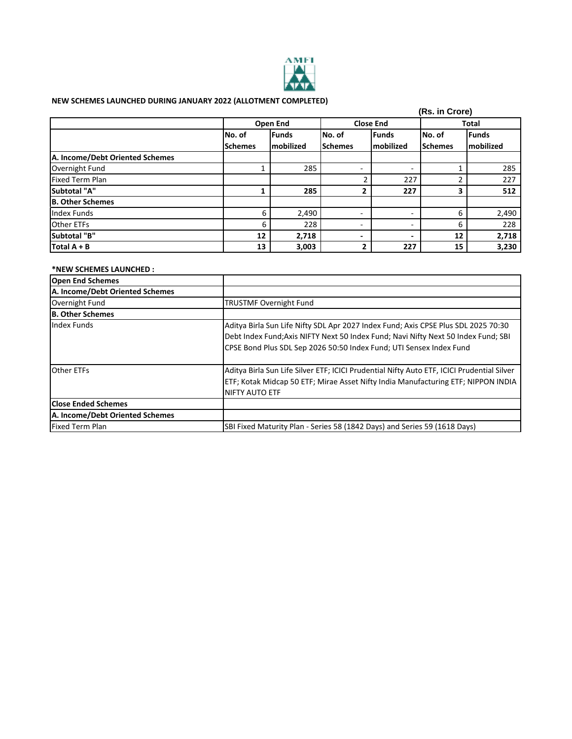AMFI

## NEW SCHEMES LAUNCHED DURING JANUARY 2022 (ALLOTMENT COMPLETED)

(Rs. in Crore)

| | Open End | | Close End | | Total | |
|---|---|---|---|---|---|---|
| | No. of Schemes | Funds mobilized | No. of Schemes | Funds mobilized | No. of Schemes | Funds mobilized |
| **A. Income/Debt Oriented Schemes** | | | | | | |
| Overnight Fund | 1 | 285 | - | - | 1 | 285 |
| Fixed Term Plan | | | 2 | 227 | 2 | 227 |
| **Subtotal "A"** | **1** | **285** | **2** | **227** | **3** | **512** |
| **B. Other Schemes** | | | | | | |
| Index Funds | 6 | 2,490 | - | - | 6 | 2,490 |
| Other ETFs | 6 | 228 | - | - | 6 | 228 |
| **Subtotal "B"** | **12** | **2,718** | **-** | **-** | **12** | **2,718** |
| **Total A + B** | **13** | **3,003** | **2** | **227** | **15** | **3,230** |

**\*NEW SCHEMES LAUNCHED :**

| | |
|---|---|
| **Open End Schemes** | |
| **A. Income/Debt Oriented Schemes** | |
| Overnight Fund | TRUSTMF Overnight Fund |
| **B. Other Schemes** | |
| Index Funds | Aditya Birla Sun Life Nifty SDL Apr 2027 Index Fund; Axis CPSE Plus SDL 2025 70:30 Debt Index Fund;Axis NIFTY Next 50 Index Fund; Navi Nifty Next 50 Index Fund; SBI CPSE Bond Plus SDL Sep 2026 50:50 Index Fund; UTI Sensex Index Fund |
| Other ETFs | Aditya Birla Sun Life Silver ETF; ICICI Prudential Nifty Auto ETF, ICICI Prudential Silver ETF; Kotak Midcap 50 ETF; Mirae Asset Nifty India Manufacturing ETF; NIPPON INDIA NIFTY AUTO ETF |
| **Close Ended Schemes** | |
| **A. Income/Debt Oriented Schemes** | |
| Fixed Term Plan | SBI Fixed Maturity Plan - Series 58 (1842 Days) and Series 59 (1618 Days) |